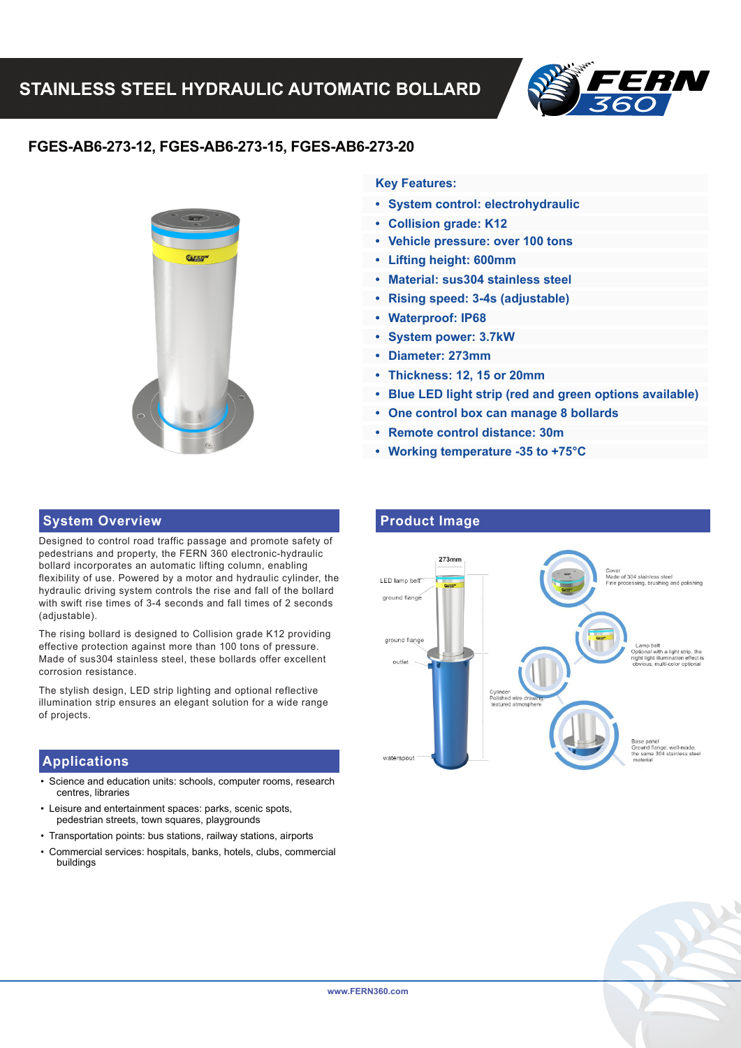# STAINLESS STEEL HYDRAULIC AUTOMATIC BOLLARD

## FGES-AB6-273-12, FGES-AB6-273-15, FGES-AB6-273-20

**Key Features:**

- **System control: electrohydraulic**
- **Collision grade: K12**
- **Vehicle pressure: over 100 tons**
- **Lifting height: 600mm**
- **Material: sus304 stainless steel**
- **Rising speed: 3-4s (adjustable)**
- **Waterproof: IP68**
- **System power: 3.7kW**
- **Diameter: 273mm**
- **Thickness: 12, 15 or 20mm**
- **Blue LED light strip (red and green options available)**
- **One control box can manage 8 bollards**
- **Remote control distance: 30m**
- **Working temperature -35 to +75°C**

## System Overview

Designed to control road traffic passage and promote safety of pedestrians and property, the FERN 360 electronic-hydraulic bollard incorporates an automatic lifting column, enabling flexibility of use. Powered by a motor and hydraulic cylinder, the hydraulic driving system controls the rise and fall of the bollard with swift rise times of 3-4 seconds and fall times of 2 seconds (adjustable).

The rising bollard is designed to Collision grade K12 providing effective protection against more than 100 tons of pressure. Made of sus304 stainless steel, these bollards offer excellent corrosion resistance.

The stylish design, LED strip lighting and optional reflective illumination strip ensures an elegant solution for a wide range of projects.

## Applications

- Science and education units: schools, computer rooms, research centres, libraries
- Leisure and entertainment spaces: parks, scenic spots, pedestrian streets, town squares, playgrounds
- Transportation points: bus stations, railway stations, airports
- Commercial services: hospitals, banks, hotels, clubs, commercial buildings

## Product Image

273mm

LED lamp belt

ground flange

ground flange

outlet

waterspout

Cover
Made of 304 stainless steel
Fine processing, brushing and polishing

Lamp belt
Optional with a light strip, the night light illumination effect is obvious, multi-color optional

Cylinder
Polished wire drawing, textured atmosphere

Base panel
Ground flange, well-made, the same 304 stainless steel material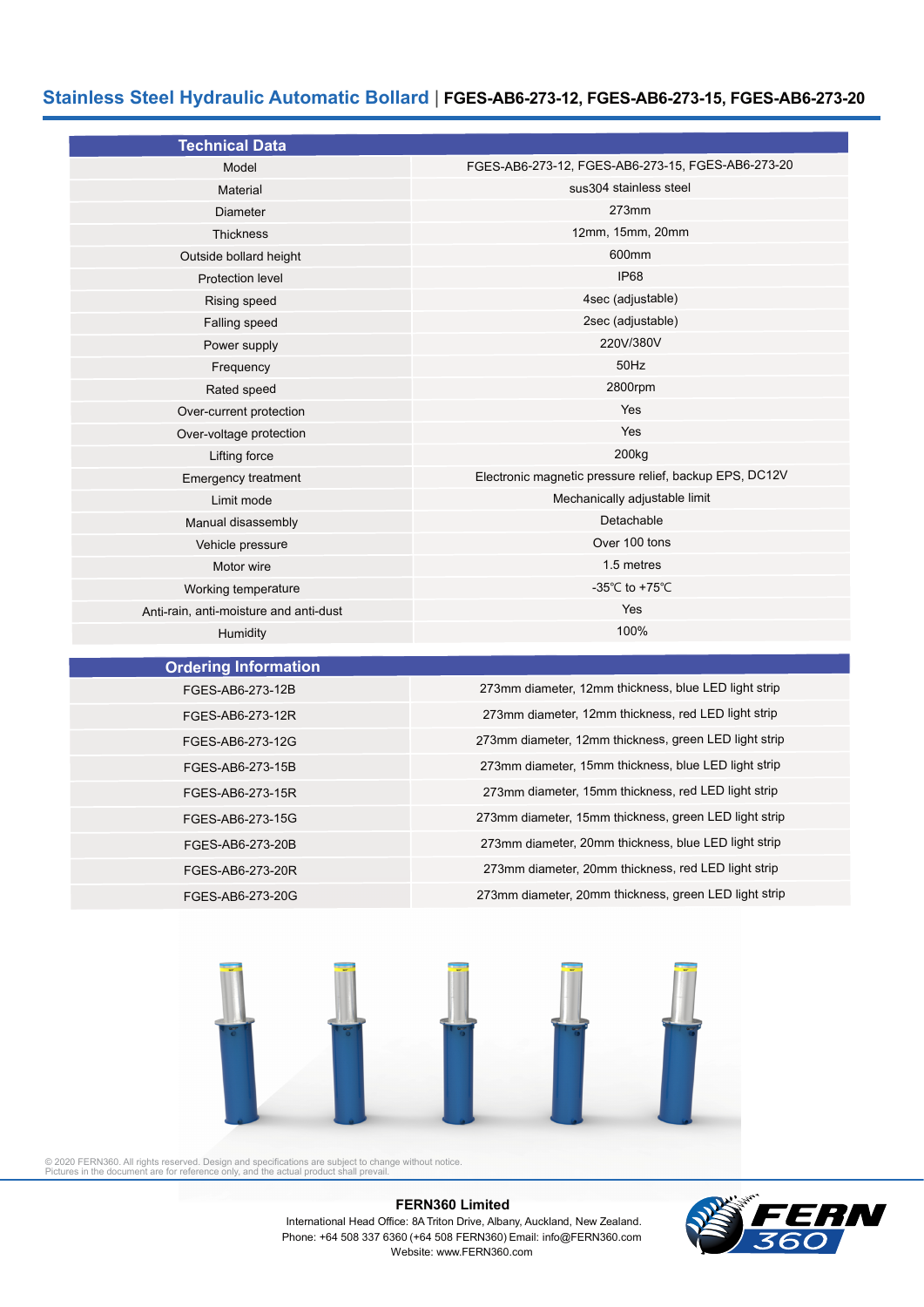## Stainless Steel Hydraulic Automatic Bollard | FGES-AB6-273-12, FGES-AB6-273-15, FGES-AB6-273-20

| Technical Data | |
|---|---|
| Model | FGES-AB6-273-12, FGES-AB6-273-15, FGES-AB6-273-20 |
| Material | sus304 stainless steel |
| Diameter | 273mm |
| Thickness | 12mm, 15mm, 20mm |
| Outside bollard height | 600mm |
| Protection level | IP68 |
| Rising speed | 4sec (adjustable) |
| Falling speed | 2sec (adjustable) |
| Power supply | 220V/380V |
| Frequency | 50Hz |
| Rated speed | 2800rpm |
| Over-current protection | Yes |
| Over-voltage protection | Yes |
| Lifting force | 200kg |
| Emergency treatment | Electronic magnetic pressure relief, backup EPS, DC12V |
| Limit mode | Mechanically adjustable limit |
| Manual disassembly | Detachable |
| Vehicle pressure | Over 100 tons |
| Motor wire | 1.5 metres |
| Working temperature | -35℃ to +75℃ |
| Anti-rain, anti-moisture and anti-dust | Yes |
| Humidity | 100% |

| Ordering Information | |
|---|---|
| FGES-AB6-273-12B | 273mm diameter, 12mm thickness, blue LED light strip |
| FGES-AB6-273-12R | 273mm diameter, 12mm thickness, red LED light strip |
| FGES-AB6-273-12G | 273mm diameter, 12mm thickness, green LED light strip |
| FGES-AB6-273-15B | 273mm diameter, 15mm thickness, blue LED light strip |
| FGES-AB6-273-15R | 273mm diameter, 15mm thickness, red LED light strip |
| FGES-AB6-273-15G | 273mm diameter, 15mm thickness, green LED light strip |
| FGES-AB6-273-20B | 273mm diameter, 20mm thickness, blue LED light strip |
| FGES-AB6-273-20R | 273mm diameter, 20mm thickness, red LED light strip |
| FGES-AB6-273-20G | 273mm diameter, 20mm thickness, green LED light strip |

© 2020 FERN360. All rights reserved. Design and specifications are subject to change without notice.
Pictures in the document are for reference only, and the actual product shall prevail.

**FERN360 Limited**
International Head Office: 8A Triton Drive, Albany, Auckland, New Zealand.
Phone: +64 508 337 6360 (+64 508 FERN360) Email: info@FERN360.com
Website: www.FERN360.com